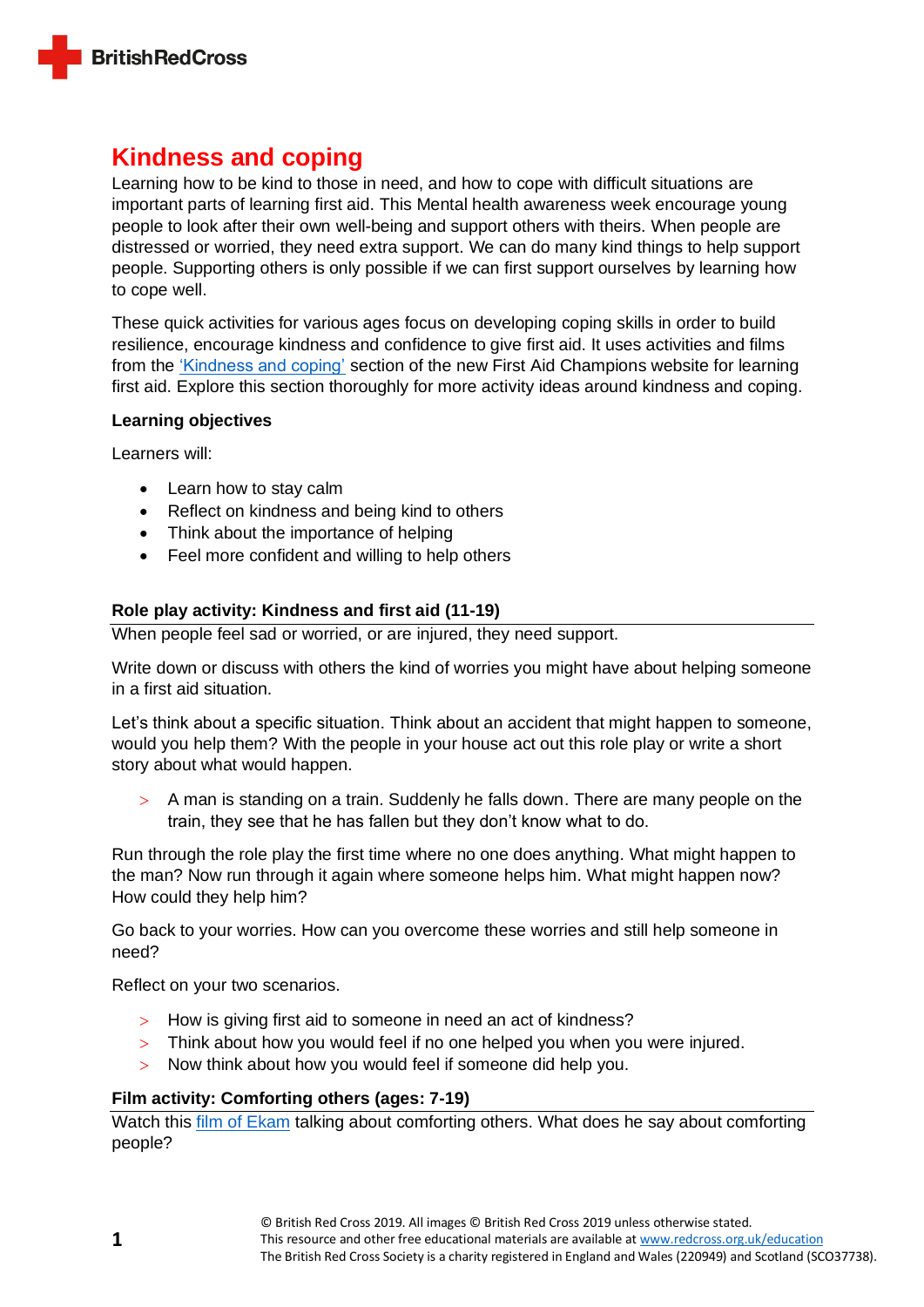# Kindness and coping

Learning how to be kind to those in need, and how to cope with difficult situations are important parts of learning first aid. This Mental health awareness week encourage young people to look after their own well-being and support others with theirs. When people are distressed or worried, they need extra support. We can do many kind things to help support people. Supporting others is only possible if we can first support ourselves by learning how to cope well.

These quick activities for various ages focus on developing coping skills in order to build resilience, encourage kindness and confidence to give first aid. It uses activities and films from the 'Kindness and coping' section of the new First Aid Champions website for learning first aid. Explore this section thoroughly for more activity ideas around kindness and coping.

**Learning objectives**

Learners will:

- Learn how to stay calm
- Reflect on kindness and being kind to others
- Think about the importance of helping
- Feel more confident and willing to help others

### Role play activity: Kindness and first aid (11-19)

When people feel sad or worried, or are injured, they need support.

Write down or discuss with others the kind of worries you might have about helping someone in a first aid situation.

Let's think about a specific situation. Think about an accident that might happen to someone, would you help them? With the people in your house act out this role play or write a short story about what would happen.

> A man is standing on a train. Suddenly he falls down. There are many people on the train, they see that he has fallen but they don't know what to do.

Run through the role play the first time where no one does anything. What might happen to the man? Now run through it again where someone helps him. What might happen now? How could they help him?

Go back to your worries. How can you overcome these worries and still help someone in need?

Reflect on your two scenarios.

- How is giving first aid to someone in need an act of kindness?
- Think about how you would feel if no one helped you when you were injured.
- Now think about how you would feel if someone did help you.

### Film activity: Comforting others (ages: 7-19)

Watch this film of Ekam talking about comforting others. What does he say about comforting people?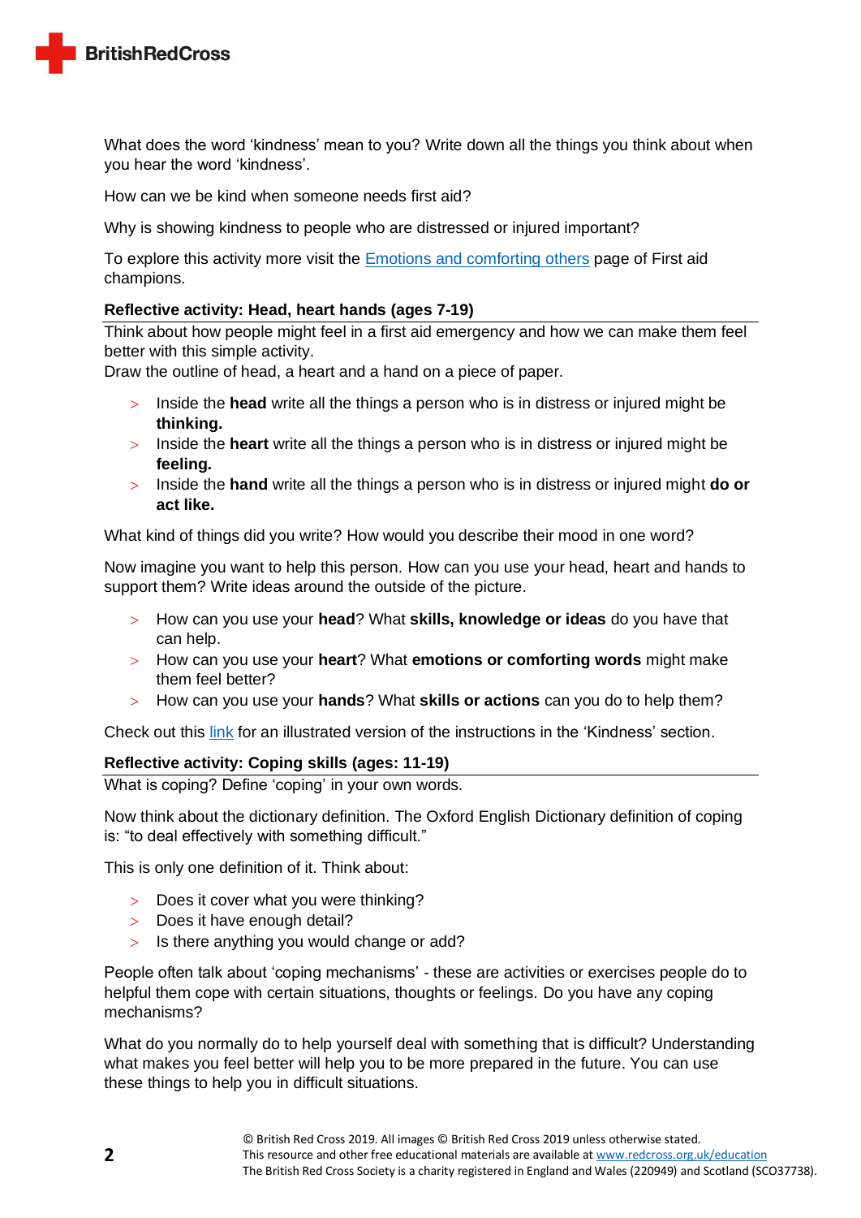What does the word 'kindness' mean to you? Write down all the things you think about when you hear the word 'kindness'.

How can we be kind when someone needs first aid?

Why is showing kindness to people who are distressed or injured important?

To explore this activity more visit the Emotions and comforting others page of First aid champions.

### Reflective activity: Head, heart hands (ages 7-19)

Think about how people might feel in a first aid emergency and how we can make them feel better with this simple activity.
Draw the outline of head, a heart and a hand on a piece of paper.

- Inside the **head** write all the things a person who is in distress or injured might be **thinking.**
- Inside the **heart** write all the things a person who is in distress or injured might be **feeling.**
- Inside the **hand** write all the things a person who is in distress or injured might **do or act like.**

What kind of things did you write? How would you describe their mood in one word?

Now imagine you want to help this person. How can you use your head, heart and hands to support them? Write ideas around the outside of the picture.

- How can you use your **head**? What **skills, knowledge or ideas** do you have that can help.
- How can you use your **heart**? What **emotions or comforting words** might make them feel better?
- How can you use your **hands**? What **skills or actions** can you do to help them?

Check out this link for an illustrated version of the instructions in the 'Kindness' section.

### Reflective activity: Coping skills (ages: 11-19)

What is coping? Define 'coping' in your own words.

Now think about the dictionary definition. The Oxford English Dictionary definition of coping is: "to deal effectively with something difficult."

This is only one definition of it. Think about:

- Does it cover what you were thinking?
- Does it have enough detail?
- Is there anything you would change or add?

People often talk about 'coping mechanisms' - these are activities or exercises people do to helpful them cope with certain situations, thoughts or feelings. Do you have any coping mechanisms?

What do you normally do to help yourself deal with something that is difficult? Understanding what makes you feel better will help you to be more prepared in the future. You can use these things to help you in difficult situations.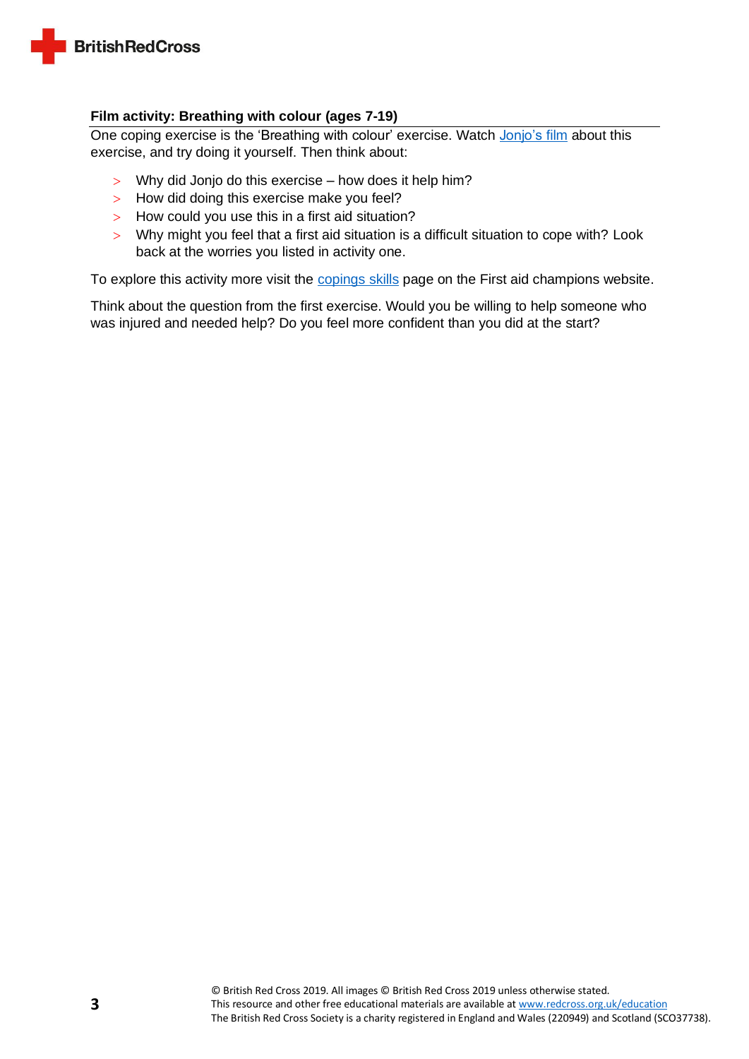### Film activity: Breathing with colour (ages 7-19)

One coping exercise is the 'Breathing with colour' exercise. Watch Jonjo's film about this exercise, and try doing it yourself. Then think about:

- Why did Jonjo do this exercise – how does it help him?
- How did doing this exercise make you feel?
- How could you use this in a first aid situation?
- Why might you feel that a first aid situation is a difficult situation to cope with? Look back at the worries you listed in activity one.

To explore this activity more visit the copings skills page on the First aid champions website.

Think about the question from the first exercise. Would you be willing to help someone who was injured and needed help? Do you feel more confident than you did at the start?